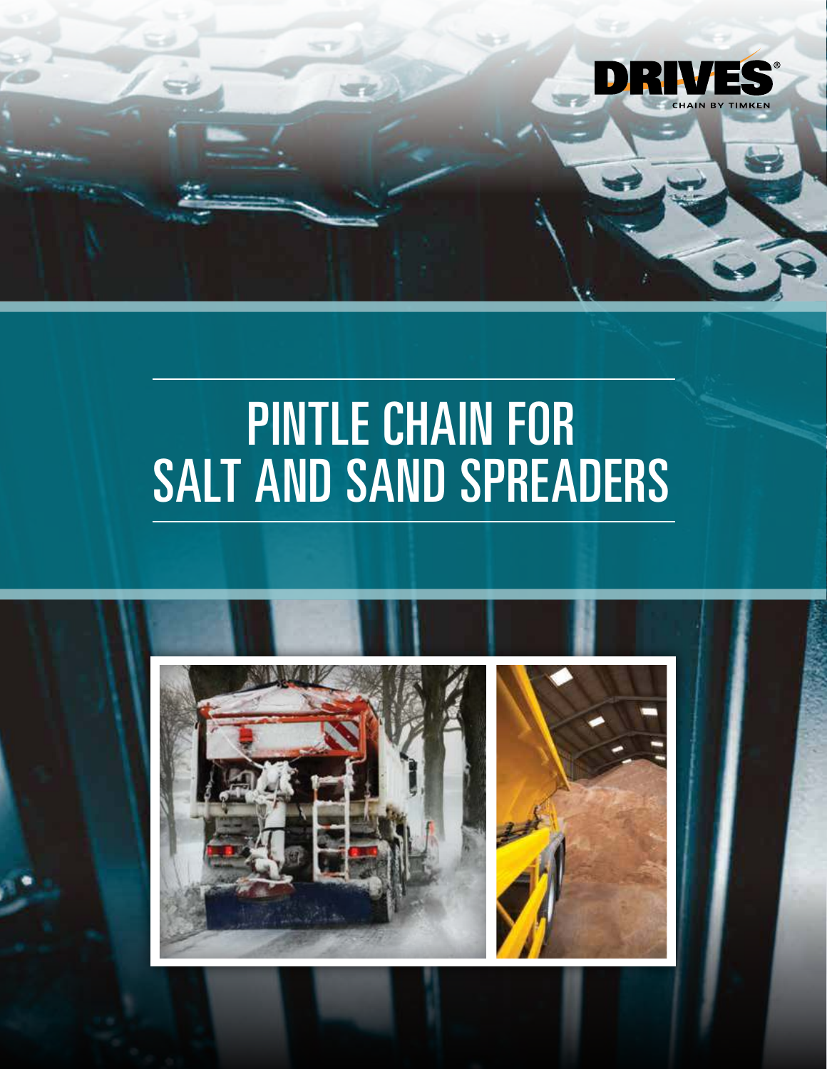DRIVES®

CHAIN BY TIMKEN

# PINTLE CHAIN FOR SALT AND SAND SPREADERS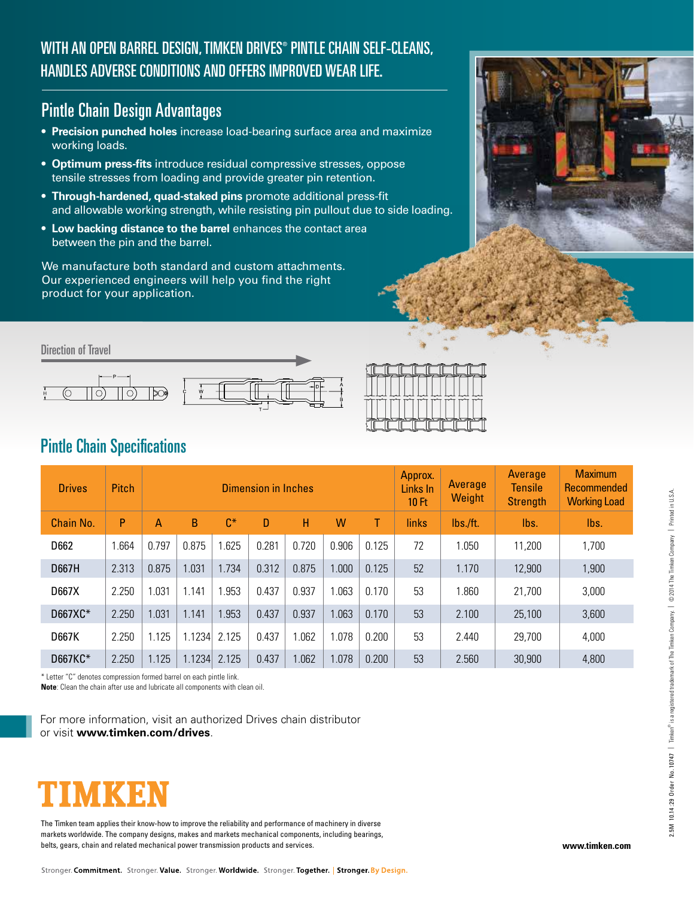# WITH AN OPEN BARREL DESIGN, TIMKEN DRIVES® PINTLE CHAIN SELF-CLEANS, HANDLES ADVERSE CONDITIONS AND OFFERS IMPROVED WEAR LIFE.

## Pintle Chain Design Advantages

- **Precision punched holes** increase load-bearing surface area and maximize working loads.
- **Optimum press-fits** introduce residual compressive stresses, oppose tensile stresses from loading and provide greater pin retention.
- **Through-hardened, quad-staked pins** promote additional press-fit and allowable working strength, while resisting pin pullout due to side loading.
- **Low backing distance to the barrel** enhances the contact area between the pin and the barrel.

We manufacture both standard and custom attachments. Our experienced engineers will help you find the right product for your application.

Direction of Travel

P H C W D A B T

## Pintle Chain Specifications

| Drives | Pitch | Dimension in Inches | | | | | | | Approx. Links In 10 Ft | Average Weight | Average Tensile Strength | Maximum Recommended Working Load |
|---|---|---|---|---|---|---|---|---|---|---|---|---|
| Chain No. | P | A | B | C* | D | H | W | T | links | lbs./ft. | lbs. | lbs. |
| D662 | 1.664 | 0.797 | 0.875 | 1.625 | 0.281 | 0.720 | 0.906 | 0.125 | 72 | 1.050 | 11,200 | 1,700 |
| D667H | 2.313 | 0.875 | 1.031 | 1.734 | 0.312 | 0.875 | 1.000 | 0.125 | 52 | 1.170 | 12,900 | 1,900 |
| D667X | 2.250 | 1.031 | 1.141 | 1.953 | 0.437 | 0.937 | 1.063 | 0.170 | 53 | 1.860 | 21,700 | 3,000 |
| D667XC* | 2.250 | 1.031 | 1.141 | 1.953 | 0.437 | 0.937 | 1.063 | 0.170 | 53 | 2.100 | 25,100 | 3,600 |
| D667K | 2.250 | 1.125 | 1.1234 | 2.125 | 0.437 | 1.062 | 1.078 | 0.200 | 53 | 2.440 | 29,700 | 4,000 |
| D667KC* | 2.250 | 1.125 | 1.1234 | 2.125 | 0.437 | 1.062 | 1.078 | 0.200 | 53 | 2.560 | 30,900 | 4,800 |

* Letter "C" denotes compression formed barrel on each pintle link.

**Note**: Clean the chain after use and lubricate all components with clean oil.

For more information, visit an authorized Drives chain distributor or visit **www.timken.com/drives**.

TIMKEN

The Timken team applies their know-how to improve the reliability and performance of machinery in diverse markets worldwide. The company designs, makes and markets mechanical components, including bearings, belts, gears, chain and related mechanical power transmission products and services.

www.timken.com

Stronger. **Commitment.** Stronger. **Value.** Stronger. **Worldwide.** Stronger. **Together.** | **Stronger.** By Design.

2.5M 10.14 :29 Order No.10747 | Timken® is a registered trademark of The Timken Company. | © 2014 The Timken Company | Printed in U.S.A.